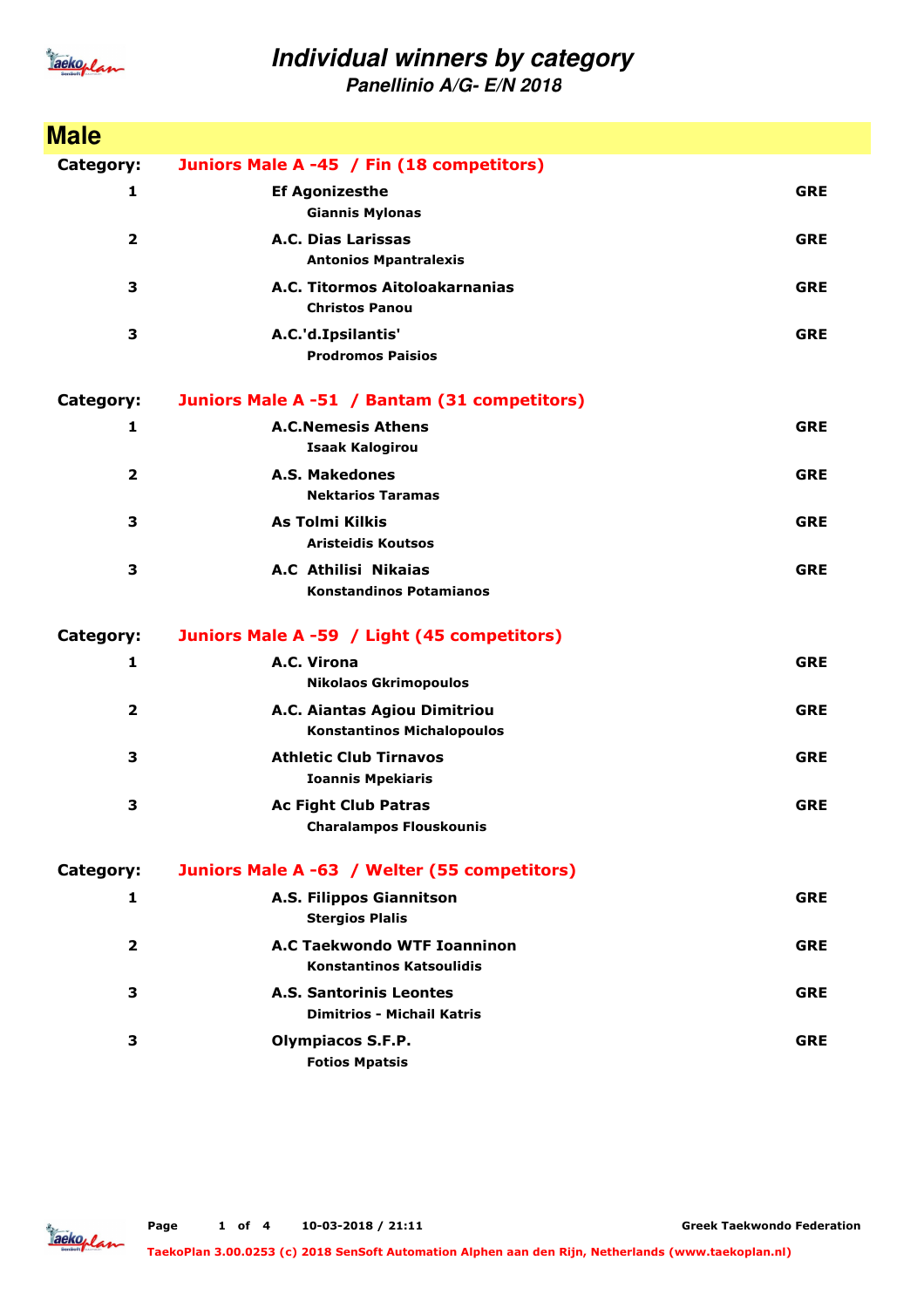# Individual winners by category

## Panellinio A/G- E/N 2018

## Male

**Category: Juniors Male A -45 / Fin (18 competitors)**

| Place | Club / Name | Country |
|---|---|---|
| 1 | **Ef Agonizesthe**<br>Giannis Mylonas | GRE |
| 2 | **A.C. Dias Larissas**<br>Antonios Mpantralexis | GRE |
| 3 | **A.C. Titormos Aitoloakarnanias**<br>Christos Panou | GRE |
| 3 | **A.C.'d.Ipsilantis'**<br>Prodromos Paisios | GRE |

**Category: Juniors Male A -51 / Bantam (31 competitors)**

| Place | Club / Name | Country |
|---|---|---|
| 1 | **A.C.Nemesis Athens**<br>Isaak Kalogirou | GRE |
| 2 | **A.S. Makedones**<br>Nektarios Taramas | GRE |
| 3 | **As Tolmi Kilkis**<br>Aristeidis Koutsos | GRE |
| 3 | **A.C Athilisi Nikaias**<br>Konstandinos Potamianos | GRE |

**Category: Juniors Male A -59 / Light (45 competitors)**

| Place | Club / Name | Country |
|---|---|---|
| 1 | **A.C. Virona**<br>Nikolaos Gkrimopoulos | GRE |
| 2 | **A.C. Aiantas Agiou Dimitriou**<br>Konstantinos Michalopoulos | GRE |
| 3 | **Athletic Club Tirnavos**<br>Ioannis Mpekiaris | GRE |
| 3 | **Ac Fight Club Patras**<br>Charalampos Flouskounis | GRE |

**Category: Juniors Male A -63 / Welter (55 competitors)**

| Place | Club / Name | Country |
|---|---|---|
| 1 | **A.S. Filippos Giannitson**<br>Stergios Plalis | GRE |
| 2 | **A.C Taekwondo WTF Ioanninon**<br>Konstantinos Katsoulidis | GRE |
| 3 | **A.S. Santorinis Leontes**<br>Dimitrios - Michail Katris | GRE |
| 3 | **Olympiacos S.F.P.**<br>Fotios Mpatsis | GRE |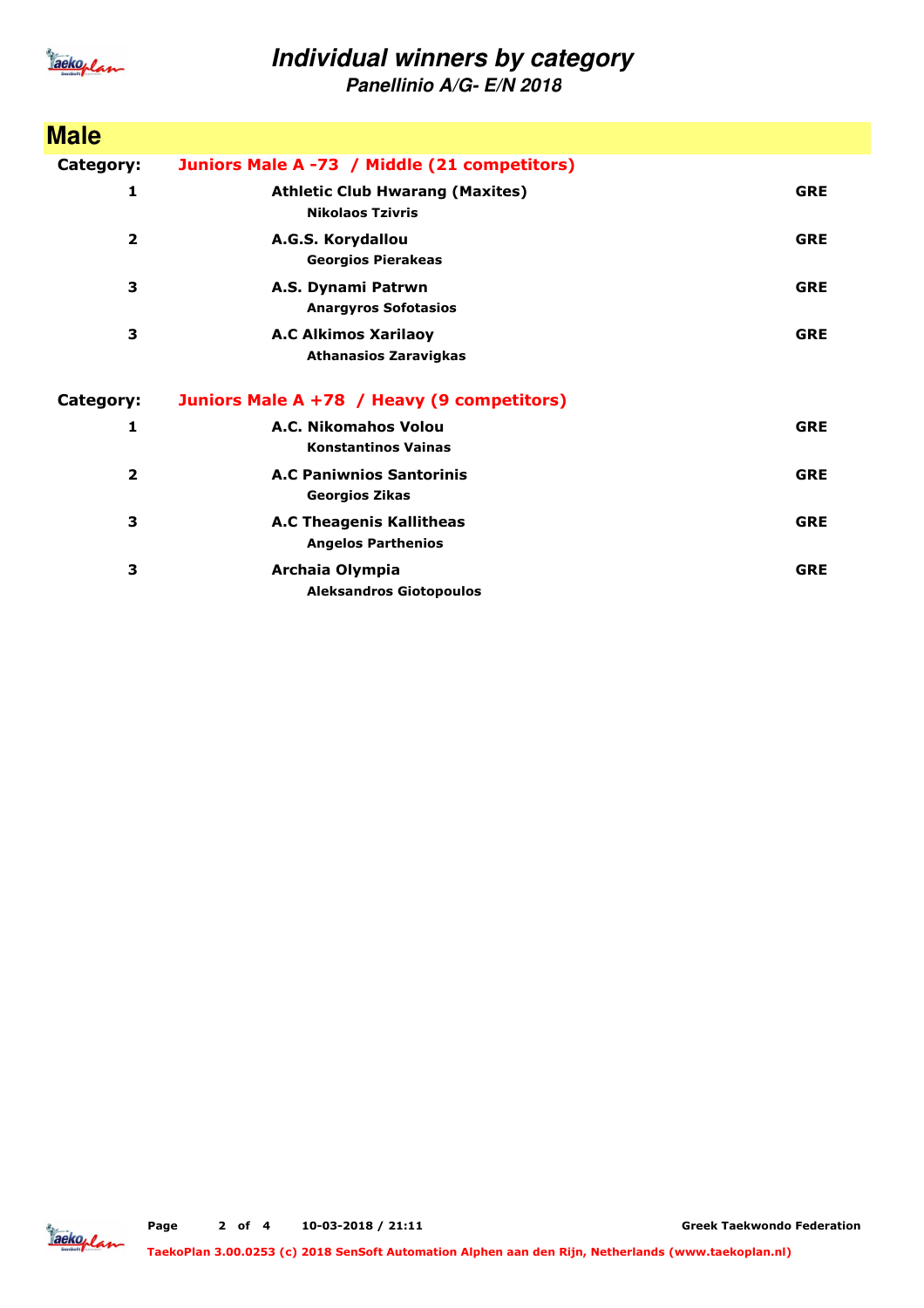# Individual winners by category

### Panellinio A/G- E/N 2018

## Male

**Category:** **Juniors Male A -73 / Middle (21 competitors)**

| Place | Club / Name | Country |
|---|---|---|
| 1 | **Athletic Club Hwarang (Maxites)**<br>Nikolaos Tzivris | GRE |
| 2 | **A.G.S. Korydallou**<br>Georgios Pierakeas | GRE |
| 3 | **A.S. Dynami Patrwn**<br>Anargyros Sofotasios | GRE |
| 3 | **A.C Alkimos Xarilaoy**<br>Athanasios Zaravigkas | GRE |

**Category:** **Juniors Male A +78 / Heavy (9 competitors)**

| Place | Club / Name | Country |
|---|---|---|
| 1 | **A.C. Nikomahos Volou**<br>Konstantinos Vainas | GRE |
| 2 | **A.C Paniwnios Santorinis**<br>Georgios Zikas | GRE |
| 3 | **A.C Theagenis Kallitheas**<br>Angelos Parthenios | GRE |
| 3 | **Archaia Olympia**<br>Aleksandros Giotopoulos | GRE |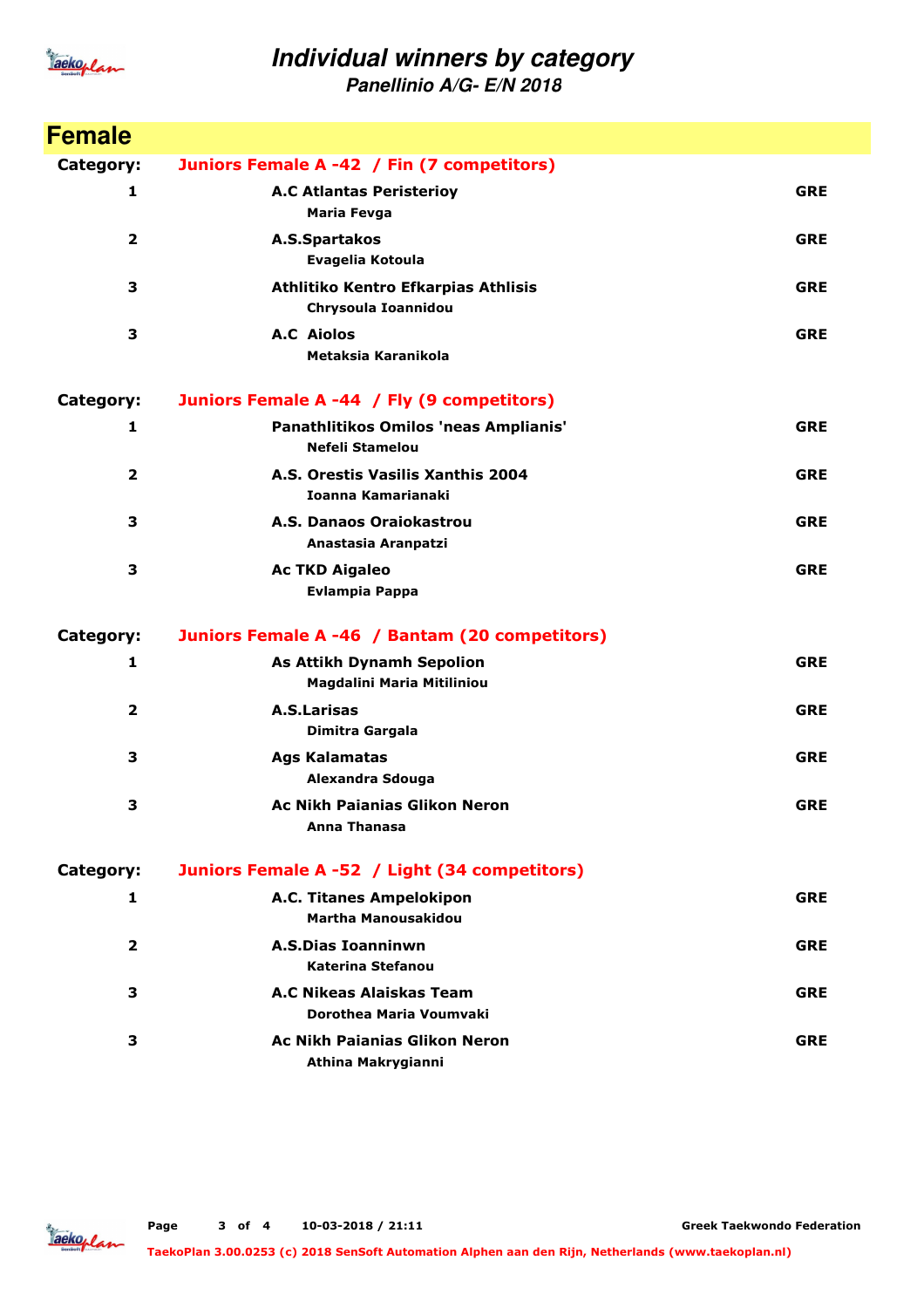# Individual winners by category

## Panellinio A/G- E/N 2018

## Female

**Category: Juniors Female A -42 / Fin (7 competitors)**

| Place | Club / Athlete | Country |
|---|---|---|
| 1 | **A.C Atlantas Peristerioy**<br>Maria Fevga | GRE |
| 2 | **A.S.Spartakos**<br>Evagelia Kotoula | GRE |
| 3 | **Athlitiko Kentro Efkarpias Athlisis**<br>Chrysoula Ioannidou | GRE |
| 3 | **A.C Aiolos**<br>Metaksia Karanikola | GRE |

**Category: Juniors Female A -44 / Fly (9 competitors)**

| Place | Club / Athlete | Country |
|---|---|---|
| 1 | **Panathlitikos Omilos 'neas Amplianis'**<br>Nefeli Stamelou | GRE |
| 2 | **A.S. Orestis Vasilis Xanthis 2004**<br>Ioanna Kamarianaki | GRE |
| 3 | **A.S. Danaos Oraiokastrou**<br>Anastasia Aranpatzi | GRE |
| 3 | **Ac TKD Aigaleo**<br>Evlampia Pappa | GRE |

**Category: Juniors Female A -46 / Bantam (20 competitors)**

| Place | Club / Athlete | Country |
|---|---|---|
| 1 | **As Attikh Dynamh Sepolion**<br>Magdalini Maria Mitiliniou | GRE |
| 2 | **A.S.Larisas**<br>Dimitra Gargala | GRE |
| 3 | **Ags Kalamatas**<br>Alexandra Sdouga | GRE |
| 3 | **Ac Nikh Paianias Glikon Neron**<br>Anna Thanasa | GRE |

**Category: Juniors Female A -52 / Light (34 competitors)**

| Place | Club / Athlete | Country |
|---|---|---|
| 1 | **A.C. Titanes Ampelokipon**<br>Martha Manousakidou | GRE |
| 2 | **A.S.Dias Ioanninwn**<br>Katerina Stefanou | GRE |
| 3 | **A.C Nikeas Alaiskas Team**<br>Dorothea Maria Voumvaki | GRE |
| 3 | **Ac Nikh Paianias Glikon Neron**<br>Athina Makrygianni | GRE |

10-03-2018 / 21:11 — Greek Taekwondo Federation

TaekoPlan 3.00.0253 (c) 2018 SenSoft Automation Alphen aan den Rijn, Netherlands (www.taekoplan.nl)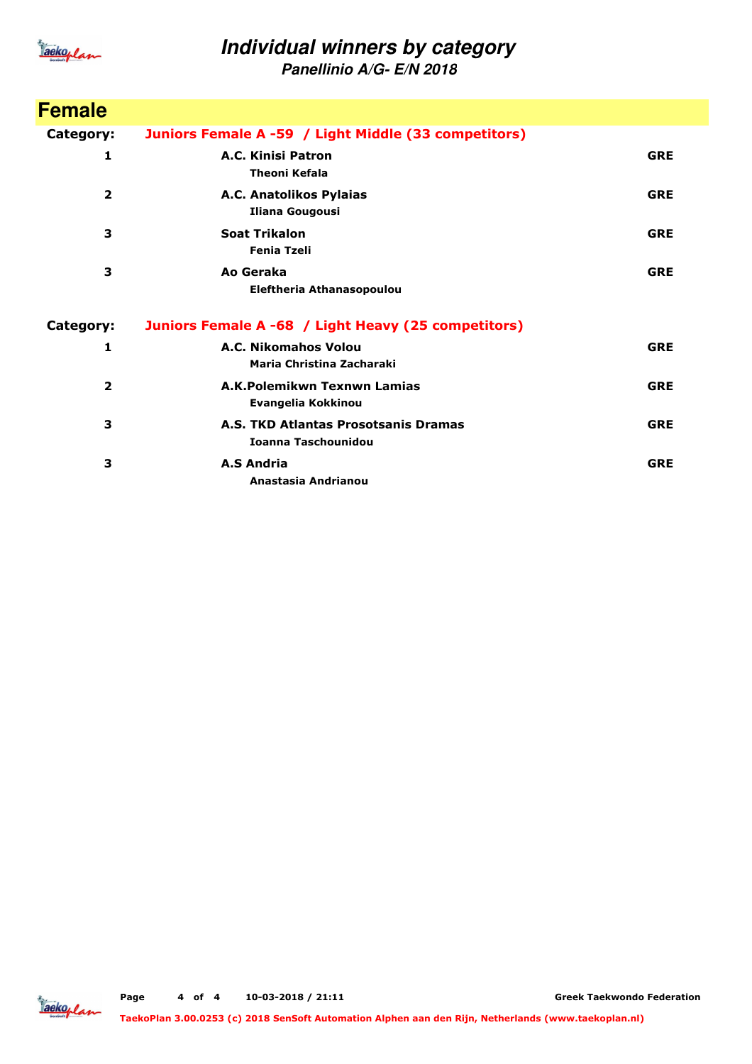# Individual winners by category

## Panellinio A/G- E/N 2018

## Female

**Category:** **Juniors Female A -59 / Light Middle (33 competitors)**

| | | |
|---|---|---|
| 1 | **A.C. Kinisi Patron**<br>Theoni Kefala | GRE |
| 2 | **A.C. Anatolikos Pylaias**<br>Iliana Gougousi | GRE |
| 3 | **Soat Trikalon**<br>Fenia Tzeli | GRE |
| 3 | **Ao Geraka**<br>Eleftheria Athanasopoulou | GRE |

**Category:** **Juniors Female A -68 / Light Heavy (25 competitors)**

| | | |
|---|---|---|
| 1 | **A.C. Nikomahos Volou**<br>Maria Christina Zacharaki | GRE |
| 2 | **A.K.Polemikwn Texnwn Lamias**<br>Evangelia Kokkinou | GRE |
| 3 | **A.S. TKD Atlantas Prosotsanis Dramas**<br>Ioanna Taschounidou | GRE |
| 3 | **A.S Andria**<br>Anastasia Andrianou | GRE |